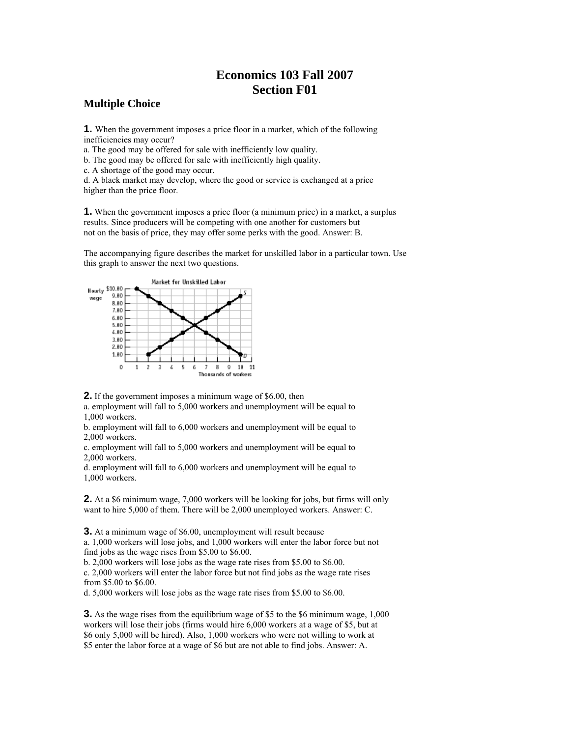# Economics 103 Fall 2007
# Section F01

### Multiple Choice

**1.** When the government imposes a price floor in a market, which of the following inefficiencies may occur?
a. The good may be offered for sale with inefficiently low quality.
b. The good may be offered for sale with inefficiently high quality.
c. A shortage of the good may occur.
d. A black market may develop, where the good or service is exchanged at a price higher than the price floor.

**1.** When the government imposes a price floor (a minimum price) in a market, a surplus results. Since producers will be competing with one another for customers but not on the basis of price, they may offer some perks with the good. Answer: B.

The accompanying figure describes the market for unskilled labor in a particular town. Use this graph to answer the next two questions.

**2.** If the government imposes a minimum wage of $6.00, then
a. employment will fall to 5,000 workers and unemployment will be equal to 1,000 workers.
b. employment will fall to 6,000 workers and unemployment will be equal to 2,000 workers.
c. employment will fall to 5,000 workers and unemployment will be equal to 2,000 workers.
d. employment will fall to 6,000 workers and unemployment will be equal to 1,000 workers.

**2.** At a $6 minimum wage, 7,000 workers will be looking for jobs, but firms will only want to hire 5,000 of them. There will be 2,000 unemployed workers. Answer: C.

**3.** At a minimum wage of $6.00, unemployment will result because
a. 1,000 workers will lose jobs, and 1,000 workers will enter the labor force but not find jobs as the wage rises from $5.00 to $6.00.
b. 2,000 workers will lose jobs as the wage rate rises from $5.00 to $6.00.
c. 2,000 workers will enter the labor force but not find jobs as the wage rate rises from $5.00 to $6.00.
d. 5,000 workers will lose jobs as the wage rate rises from $5.00 to $6.00.

**3.** As the wage rises from the equilibrium wage of $5 to the $6 minimum wage, 1,000 workers will lose their jobs (firms would hire 6,000 workers at a wage of $5, but at $6 only 5,000 will be hired). Also, 1,000 workers who were not willing to work at $5 enter the labor force at a wage of $6 but are not able to find jobs. Answer: A.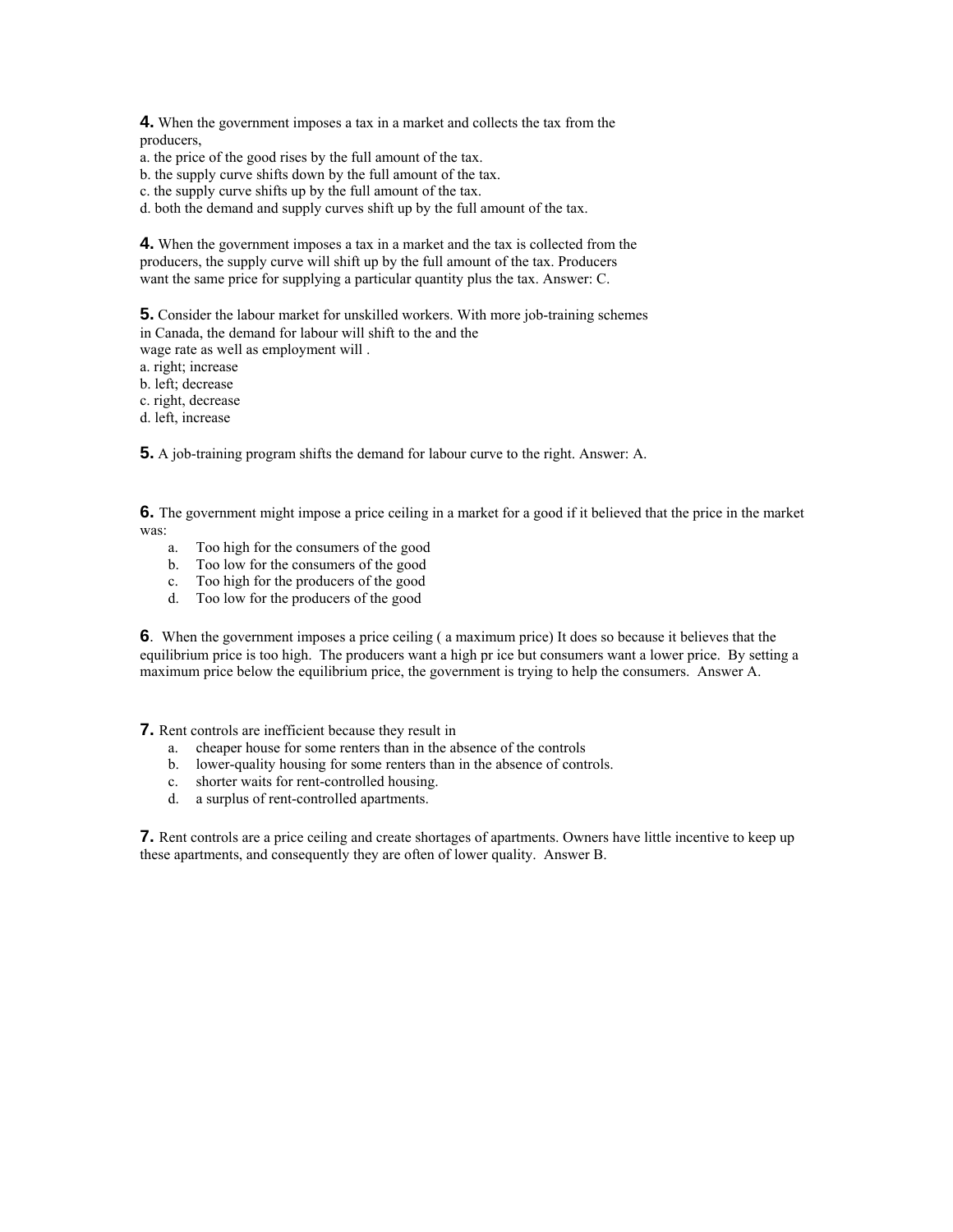**4.** When the government imposes a tax in a market and collects the tax from the producers,

a. the price of the good rises by the full amount of the tax.
b. the supply curve shifts down by the full amount of the tax.
c. the supply curve shifts up by the full amount of the tax.
d. both the demand and supply curves shift up by the full amount of the tax.

**4.** When the government imposes a tax in a market and the tax is collected from the producers, the supply curve will shift up by the full amount of the tax. Producers want the same price for supplying a particular quantity plus the tax. Answer: C.

**5.** Consider the labour market for unskilled workers. With more job-training schemes in Canada, the demand for labour will shift to the and the wage rate as well as employment will .

a. right; increase
b. left; decrease
c. right, decrease
d. left, increase

**5.** A job-training program shifts the demand for labour curve to the right. Answer: A.

**6.** The government might impose a price ceiling in a market for a good if it believed that the price in the market was:

a. Too high for the consumers of the good
b. Too low for the consumers of the good
c. Too high for the producers of the good
d. Too low for the producers of the good

**6**. When the government imposes a price ceiling ( a maximum price) It does so because it believes that the equilibrium price is too high. The producers want a high pr ice but consumers want a lower price. By setting a maximum price below the equilibrium price, the government is trying to help the consumers. Answer A.

**7.** Rent controls are inefficient because they result in

a. cheaper house for some renters than in the absence of the controls
b. lower-quality housing for some renters than in the absence of controls.
c. shorter waits for rent-controlled housing.
d. a surplus of rent-controlled apartments.

**7.** Rent controls are a price ceiling and create shortages of apartments. Owners have little incentive to keep up these apartments, and consequently they are often of lower quality. Answer B.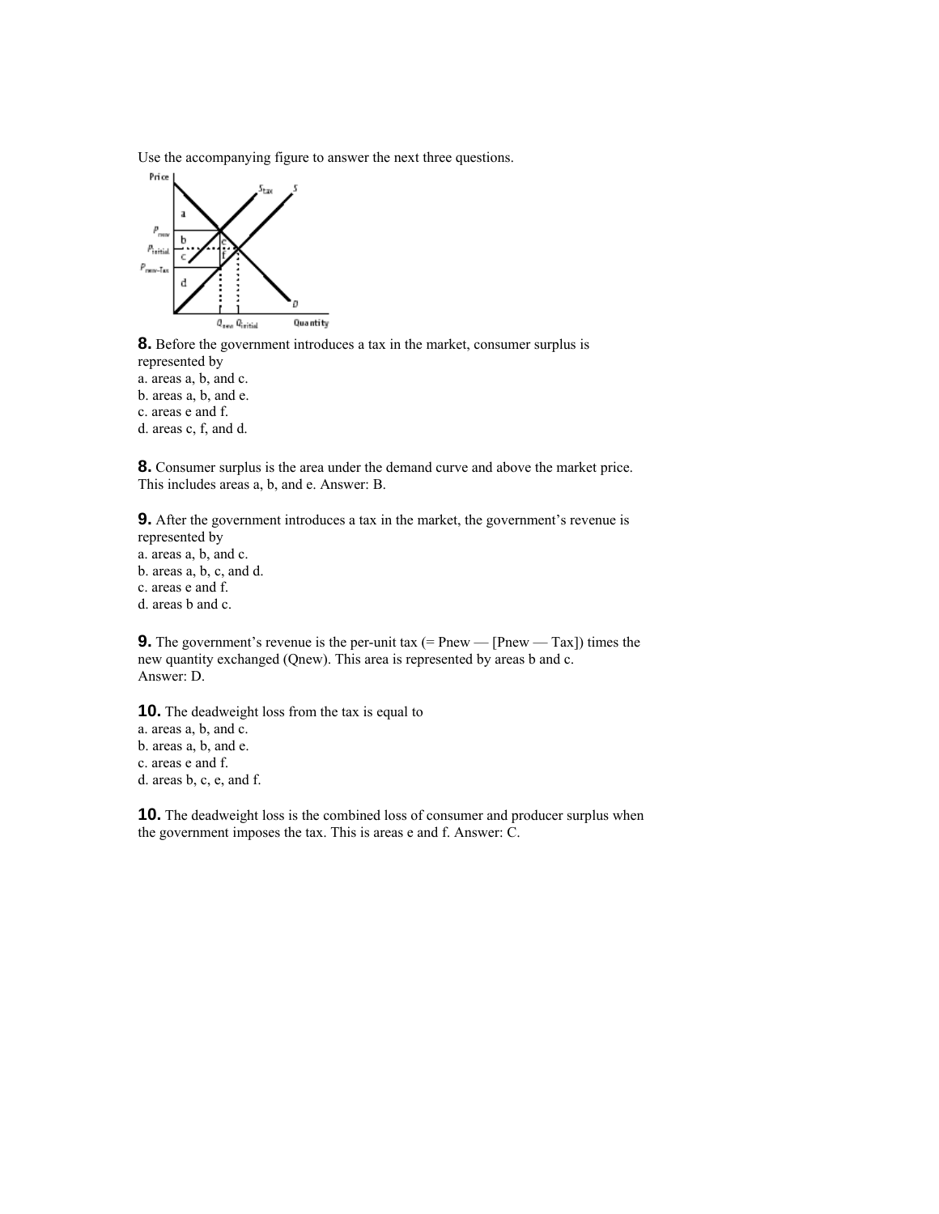Use the accompanying figure to answer the next three questions.

**8.** Before the government introduces a tax in the market, consumer surplus is represented by

a. areas a, b, and c.
b. areas a, b, and e.
c. areas e and f.
d. areas c, f, and d.

**8.** Consumer surplus is the area under the demand curve and above the market price. This includes areas a, b, and e. Answer: B.

**9.** After the government introduces a tax in the market, the government's revenue is represented by

a. areas a, b, and c.
b. areas a, b, c, and d.
c. areas e and f.
d. areas b and c.

**9.** The government's revenue is the per-unit tax (= Pnew — [Pnew — Tax]) times the new quantity exchanged (Qnew). This area is represented by areas b and c. Answer: D.

**10.** The deadweight loss from the tax is equal to

a. areas a, b, and c.
b. areas a, b, and e.
c. areas e and f.
d. areas b, c, e, and f.

**10.** The deadweight loss is the combined loss of consumer and producer surplus when the government imposes the tax. This is areas e and f. Answer: C.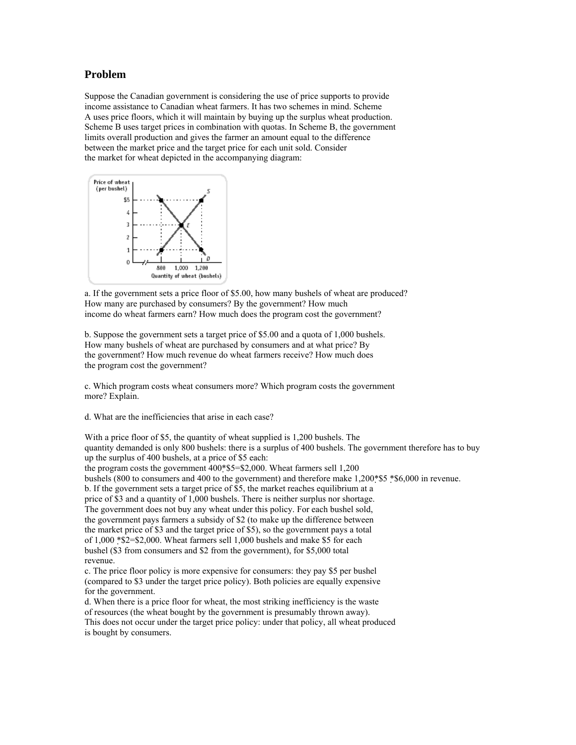## Problem

Suppose the Canadian government is considering the use of price supports to provide income assistance to Canadian wheat farmers. It has two schemes in mind. Scheme A uses price floors, which it will maintain by buying up the surplus wheat production. Scheme B uses target prices in combination with quotas. In Scheme B, the government limits overall production and gives the farmer an amount equal to the difference between the market price and the target price for each unit sold. Consider the market for wheat depicted in the accompanying diagram:

Price of wheat (per bushel)
$5
4
3
2
1
0
S
E
D
800 1,000 1,200
Quantity of wheat (bushels)

a. If the government sets a price floor of $5.00, how many bushels of wheat are produced? How many are purchased by consumers? By the government? How much income do wheat farmers earn? How much does the program cost the government?

b. Suppose the government sets a target price of $5.00 and a quota of 1,000 bushels. How many bushels of wheat are purchased by consumers and at what price? By the government? How much revenue do wheat farmers receive? How much does the program cost the government?

c. Which program costs wheat consumers more? Which program costs the government more? Explain.

d. What are the inefficiencies that arise in each case?

With a price floor of $5, the quantity of wheat supplied is 1,200 bushels. The quantity demanded is only 800 bushels: there is a surplus of 400 bushels. The government therefore has to buy up the surplus of 400 bushels, at a price of $5 each:
the program costs the government 400*$5=$2,000. Wheat farmers sell 1,200 bushels (800 to consumers and 400 to the government) and therefore make 1,200*$5 *$6,000 in revenue.
b. If the government sets a target price of $5, the market reaches equilibrium at a price of $3 and a quantity of 1,000 bushels. There is neither surplus nor shortage. The government does not buy any wheat under this policy. For each bushel sold, the government pays farmers a subsidy of $2 (to make up the difference between the market price of $3 and the target price of $5), so the government pays a total of 1,000 *$2=$2,000. Wheat farmers sell 1,000 bushels and make $5 for each bushel ($3 from consumers and $2 from the government), for $5,000 total revenue.
c. The price floor policy is more expensive for consumers: they pay $5 per bushel (compared to $3 under the target price policy). Both policies are equally expensive for the government.
d. When there is a price floor for wheat, the most striking inefficiency is the waste of resources (the wheat bought by the government is presumably thrown away). This does not occur under the target price policy: under that policy, all wheat produced is bought by consumers.